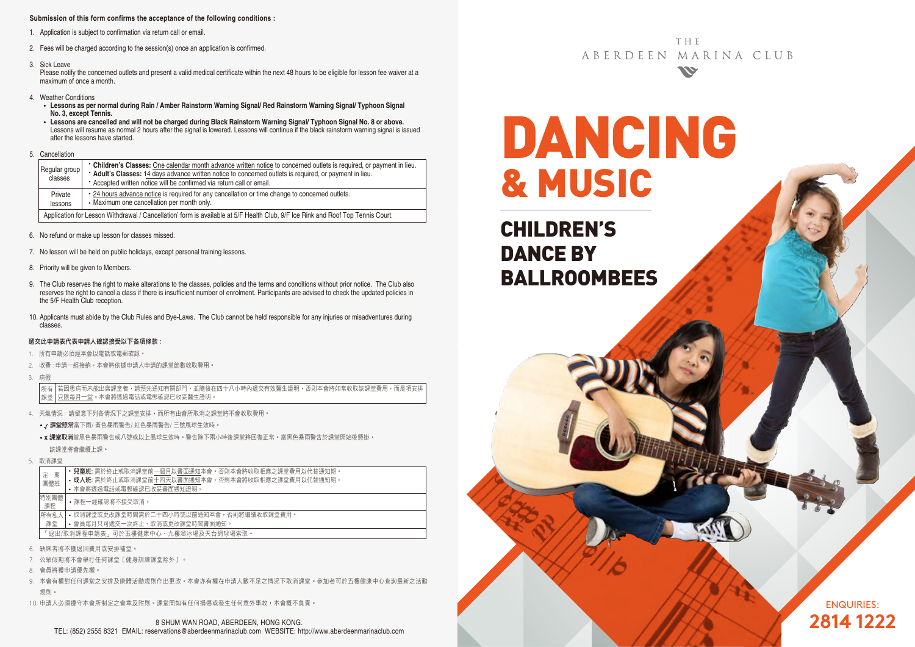**Submission of this form confirms the acceptance of the following conditions :**

1. Application is subject to confirmation via return call or email.
2. Fees will be charged according to the session(s) once an application is confirmed.
3. Sick Leave
   Please notify the concerned outlets and present a valid medical certificate within the next 48 hours to be eligible for lesson fee waiver at a maximum of once a month.
4. Weather Conditions
   - **Lessons as per normal during Rain / Amber Rainstorm Warning Signal/ Red Rainstorm Warning Signal/ Typhoon Signal No. 3, except Tennis.**
   - **Lessons are cancelled and will not be charged during Black Rainstorm Warning Signal/ Typhoon Signal No. 8 or above.** Lessons will resume as normal 2 hours after the signal is lowered. Lessons will continue if the black rainstorm warning signal is issued after the lessons have started.
5. Cancellation

| | |
|---|---|
| Regular group classes | • **Children's Classes:** One calendar month advance written notice to concerned outlets is required, or payment in lieu.<br>• **Adult's Classes:** 14 days advance written notice to concerned outlets is required, or payment in lieu.<br>• Accepted written notice will be confirmed via return call or email. |
| Private lessons | • 24 hours advance notice is required for any cancellation or time change to concerned outlets.<br>• Maximum one cancellation per month only. |
| Application for Lesson Withdrawal / Cancellation' form is available at 5/F Health Club, 9/F Ice Rink and Roof Top Tennis Court. | |

6. No refund or make up lesson for classes missed.
7. No lesson will be held on public holidays, except personal training lessons.
8. Priority will be given to Members.
9. The Club reserves the right to make alterations to the classes, policies and the terms and conditions without prior notice. The Club also reserves the right to cancel a class if there is insufficient number of enrolment. Participants are advised to check the updated policies in the 5/F Health Club reception.
10. Applicants must abide by the Club Rules and Bye-Laws. The Club cannot be held responsible for any injuries or misadventures during classes.

**遞交此申請表代表申請人確認接受以下各項條款：**

1. 所有申請必須經本會以電話或電郵確認。
2. 收費：申請一經接納，本會將依據申請人申請的課堂節數收取費用。
3. 病假

| | |
|---|---|
| 所有課堂 | 若因患病而未能出席課堂者，請預先通知有關部門，並隨後在四十八小時內遞交有效醫生證明，否則本會將如常收取該課堂費用，而是項安排只限每月一堂。本會將透過電話或電郵確認已收妥醫生證明。 |

4. 天氣情況：請留意下列各情況下之課堂安排，而所有由會所取消之課堂將不會收取費用。
   - ✓ **課堂照常**當下雨/ 黃色暴雨警告/ 紅色暴雨警告/ 三號風球生效時。
   - x **課堂取消**當黑色暴雨警告或八號或以上風球生效時。警告除下兩小時後課堂將回復正常。當黑色暴雨警告於課堂開始後懸掛，該課堂將會繼續上課。
5. 取消課堂

| | |
|---|---|
| 定期團體班 | • **兒童班:** 需於終止或取消課堂前一個月以書面通知本會。否則本會將收取相應之課堂費用以代替通知期。<br>• **成人班:** 需於終止或取消課堂前十四天以書面通知本會。否則本會將收取相應之課堂費用以代替通知期。<br>• 本會將透過電話或電郵確認已收妥書面通知證明。 |
| 特別團體課程 | • 課程一經確認將不接受取消。 |
| 所有私人課堂 | • 取消課堂或更改課堂時間需於二十四小時或以前通知本會，否則將繼續收取課堂費用。<br>• 會員每月只可遞交一次終止、取消或更改課堂時間書面通知。 |
| 「退出/取消課程申請表」可於五樓健康中心、九樓溜冰場及天台網球場索取。 | |

6. 缺席者將不獲退回費用或安排補堂。
7. 公眾假期將不會舉行任何課堂〔健身訓練課堂除外〕。
8. 會員將獲申請優先權。
9. 本會有權對任何課堂之安排及康體活動規則作出更改。本會亦有權在申請人數不足之情況下取消課堂。參加者可於五樓健康中心查詢最新之活動規則。
10. 申請人必須遵守本會所制定之會章及附則。課堂間如有任何損傷或發生任何意外事故，本會概不負責。

8 SHUM WAN ROAD, ABERDEEN, HONG KONG.
TEL: (852) 2555 8321 EMAIL: reservations@aberdeenmarinaclub.com WEBSITE: http://www.aberdeenmarinaclub.com

THE ABERDEEN MARINA CLUB

# DANCING & MUSIC

## CHILDREN'S DANCE BY BALLROOMBEES

ENQUIRIES:
**2814 1222**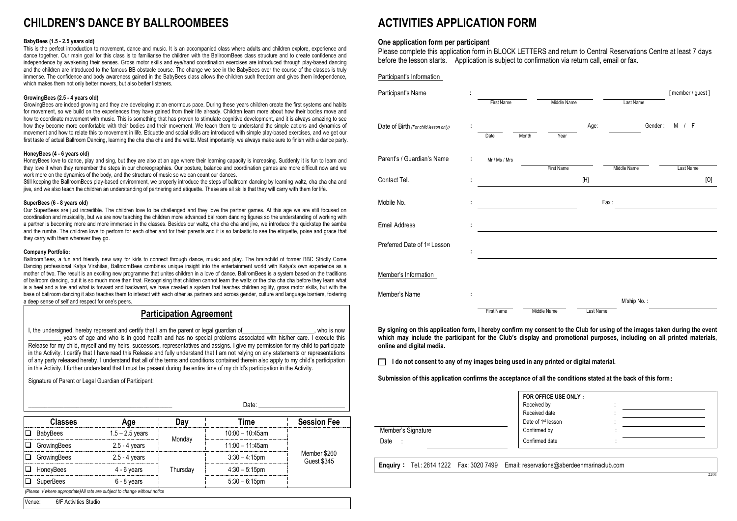# CHILDREN'S DANCE BY BALLROOMBEES

**BabyBees (1.5 - 2.5 years old)**

This is the perfect introduction to movement, dance and music. It is an accompanied class where adults and children explore, experience and dance together. Our main goal for this class is to familiarise the children with the BallroomBees class structure and to create confidence and independence by awakening their senses. Gross motor skills and eye/hand coordination exercises are introduced through play-based dancing and the children are introduced to the famous BB obstacle course. The change we see in the BabyBees over the course of the classes is truly immense. The confidence and body awareness gained in the BabyBees class allows the children such freedom and gives them independence, which makes them not only better movers, but also better listeners.

**GrowingBees (2.5 - 4 years old)**

GrowingBees are indeed growing and they are developing at an enormous pace. During these years children create the first systems and habits for movement, so we build on the experiences they have gained from their life already. Children learn more about how their bodies move and how to coordinate movement with music. This is something that has proven to stimulate cognitive development, and it is always amazing to see how they become more comfortable with their bodies and their movement. We teach them to understand the simple actions and dynamics of movement and how to relate this to movement in life. Etiquette and social skills are introduced with simple play-based exercises, and we get our first taste of actual Ballroom Dancing, learning the cha cha cha and the waltz. Most importantly, we always make sure to finish with a dance party.

**HoneyBees (4 - 6 years old)**

HoneyBees love to dance, play and sing, but they are also at an age where their learning capacity is increasing. Suddenly it is fun to learn and they love it when they remember the steps in our choreographies. Our posture, balance and coordination games are more difficult now and we work more on the dynamics of the body, and the structure of music so we can count our dances.

Still keeping the BallroomBees play-based environment, we properly introduce the steps of ballroom dancing by learning waltz, cha cha cha and jive, and we also teach the children an understanding of partnering and etiquette. These are all skills that they will carry with them for life.

**SuperBees (6 - 8 years old)**

Our SuperBees are just incredible. The children love to be challenged and they love the partner games. At this age we are still focused on coordination and musicality, but we are now teaching the children more advanced ballroom dancing figures so the understanding of working with a partner is becoming more and more immersed in the classes. Besides our waltz, cha cha cha and jive, we introduce the quickstep the samba and the rumba. The children love to perform for each other and for their parents and it is so fantastic to see the etiquette, poise and grace that they carry with them wherever they go.

**Company Portfolio**:

BallroomBees, a fun and friendly new way for kids to connect through dance, music and play. The brainchild of former BBC Strictly Come Dancing professional Katya Virshilas, BallroomBees combines unique insight into the entertainment world with Katya's own experience as a mother of two. The result is an exciting new programme that unites children in a love of dance. BallromBees is a system based on the traditions of ballroom dancing, but it is so much more than that. Recognising that children cannot learn the waltz or the cha cha cha before they learn what is a heel and a toe and what is forward and backward, we have created a system that teaches children agility, gross motor skills, but with the base of ballroom dancing it also teaches them to interact with each other as partners and across gender, culture and language barriers, fostering a deep sense of self and respect for one's peers.

## Participation Agreement

I, the undersigned, hereby represent and certify that I am the parent or legal guardian of______________________, who is now __________ years of age and who is in good health and has no special problems associated with his/her care. I execute this Release for my child, myself and my heirs, successors, representatives and assigns. I give my permission for my child to participate in the Activity. I certify that I have read this Release and fully understand that I am not relying on any statements or representations of any party released hereby. I understand that all of the terms and conditions contained therein also apply to my child's participation in this Activity. I further understand that I must be present during the entire time of my child's participation in the Activity.

Signature of Parent or Legal Guardian of Participant:

_________________________________________ Date: _________________________

| Classes | Age | Day | Time | Session Fee |
|---|---|---|---|---|
| ❑ BabyBees | 1.5 – 2.5 years | Monday | 10:00 – 10:45am | Member $260 Guest $345 |
| ❑ GrowingBees | 2.5 - 4 years | | 11:00 – 11:45am | |
| ❑ GrowingBees | 2.5 - 4 years | Thursday | 3:30 – 4:15pm | |
| ❑ HoneyBees | 4 - 6 years | | 4:30 – 5:15pm | |
| ❑ SuperBees | 6 - 8 years | | 5:30 – 6:15pm | |

*(Please √ where appropriate)All rate are subject to change without notice*

Venue: 6/F Activities Studio

# ACTIVITIES APPLICATION FORM

**One application form per participant**

Please complete this application form in BLOCK LETTERS and return to Central Reservations Centre at least 7 days before the lesson starts. Application is subject to confirmation via return call, email or fax.

Participant's Information

Participant's Name : ____________ ____________ ____________ [ member / guest ]
First Name Middle Name Last Name

Date of Birth *(For child lesson only)* : ______ ______ ______ Age: ________ Gender : M / F
Date Month Year

Parent's / Guardian's Name : Mr / Ms / Mrs ____________ ____________ ____________
First Name Middle Name Last Name

Contact Tel. : ______________________ [H] ______________________ [O]

Mobile No. : ______________________ Fax : ______________________

Email Address : ______________________

Preferred Date of 1st Lesson : ______________________

Member's Information

Member's Name : ____________ ____________ ____________ M'ship No. : ____________
First Name Middle Name Last Name

**By signing on this application form, I hereby confirm my consent to the Club for using of the images taken during the event which may include the participant for the Club's display and promotional purposes, including on all printed materials, online and digital media.**

☐ **I do not consent to any of my images being used in any printed or digital material.**

**Submission of this application confirms the acceptance of all the conditions stated at the back of this form:**

Member's Signature

Date :

**FOR OFFICE USE ONLY :**

| | |
|---|---|
| Received by | : |
| Received date | : |
| Date of 1st lesson | : |
| Confirmed by | : |
| Confirmed date | : |

**Enquiry :** Tel.: 2814 1222 Fax: 3020 7499 Email: reservations@aberdeenmarinaclub.com

2201